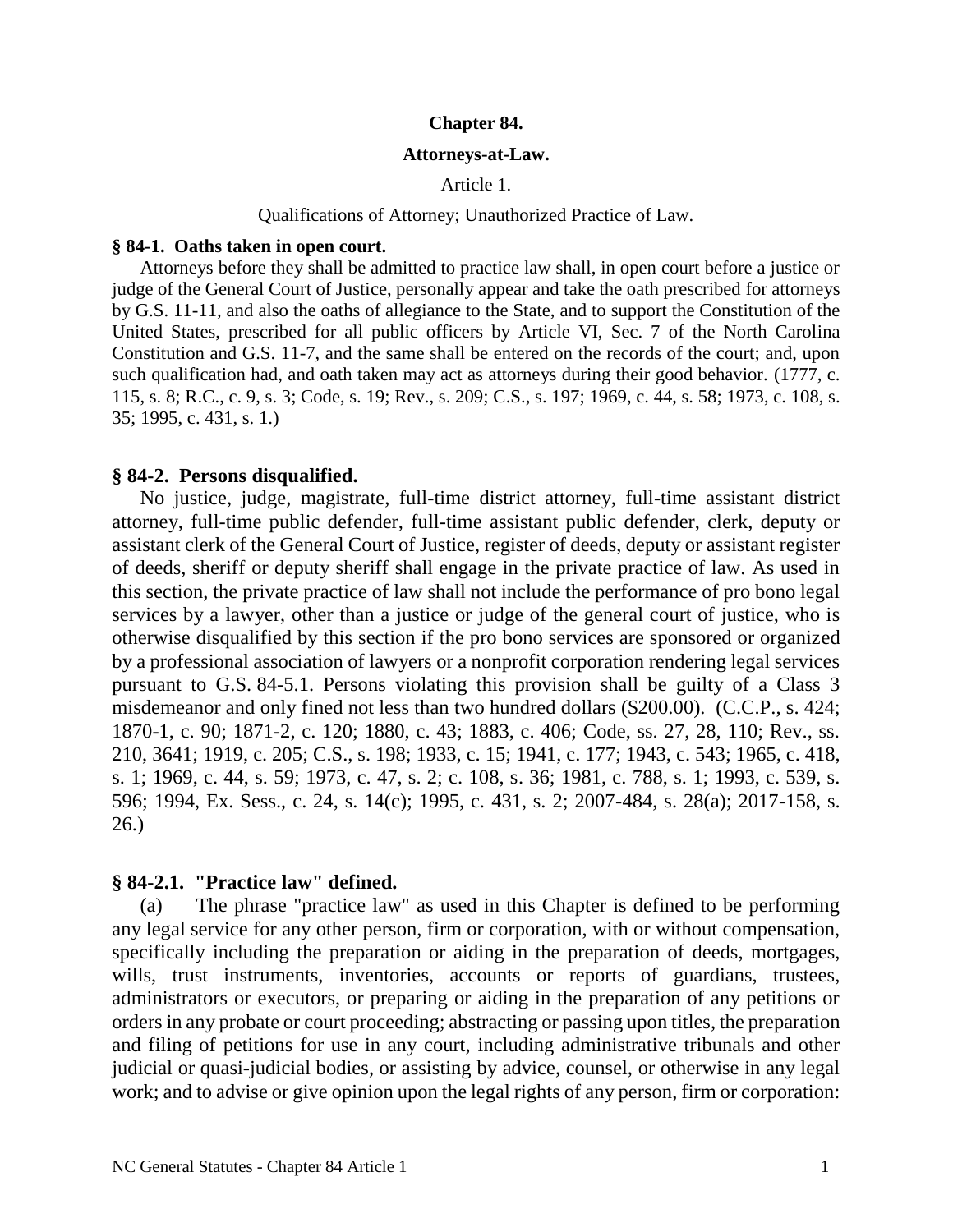# Chapter 84.

# Attorneys-at-Law.

## Article 1.

## Qualifications of Attorney; Unauthorized Practice of Law.

### § 84-1. Oaths taken in open court.

Attorneys before they shall be admitted to practice law shall, in open court before a justice or judge of the General Court of Justice, personally appear and take the oath prescribed for attorneys by G.S. 11-11, and also the oaths of allegiance to the State, and to support the Constitution of the United States, prescribed for all public officers by Article VI, Sec. 7 of the North Carolina Constitution and G.S. 11-7, and the same shall be entered on the records of the court; and, upon such qualification had, and oath taken may act as attorneys during their good behavior. (1777, c. 115, s. 8; R.C., c. 9, s. 3; Code, s. 19; Rev., s. 209; C.S., s. 197; 1969, c. 44, s. 58; 1973, c. 108, s. 35; 1995, c. 431, s. 1.)

### § 84-2. Persons disqualified.

No justice, judge, magistrate, full-time district attorney, full-time assistant district attorney, full-time public defender, full-time assistant public defender, clerk, deputy or assistant clerk of the General Court of Justice, register of deeds, deputy or assistant register of deeds, sheriff or deputy sheriff shall engage in the private practice of law. As used in this section, the private practice of law shall not include the performance of pro bono legal services by a lawyer, other than a justice or judge of the general court of justice, who is otherwise disqualified by this section if the pro bono services are sponsored or organized by a professional association of lawyers or a nonprofit corporation rendering legal services pursuant to G.S. 84-5.1. Persons violating this provision shall be guilty of a Class 3 misdemeanor and only fined not less than two hundred dollars ($200.00). (C.C.P., s. 424; 1870-1, c. 90; 1871-2, c. 120; 1880, c. 43; 1883, c. 406; Code, ss. 27, 28, 110; Rev., ss. 210, 3641; 1919, c. 205; C.S., s. 198; 1933, c. 15; 1941, c. 177; 1943, c. 543; 1965, c. 418, s. 1; 1969, c. 44, s. 59; 1973, c. 47, s. 2; c. 108, s. 36; 1981, c. 788, s. 1; 1993, c. 539, s. 596; 1994, Ex. Sess., c. 24, s. 14(c); 1995, c. 431, s. 2; 2007-484, s. 28(a); 2017-158, s. 26.)

### § 84-2.1. "Practice law" defined.

(a) The phrase "practice law" as used in this Chapter is defined to be performing any legal service for any other person, firm or corporation, with or without compensation, specifically including the preparation or aiding in the preparation of deeds, mortgages, wills, trust instruments, inventories, accounts or reports of guardians, trustees, administrators or executors, or preparing or aiding in the preparation of any petitions or orders in any probate or court proceeding; abstracting or passing upon titles, the preparation and filing of petitions for use in any court, including administrative tribunals and other judicial or quasi-judicial bodies, or assisting by advice, counsel, or otherwise in any legal work; and to advise or give opinion upon the legal rights of any person, firm or corporation: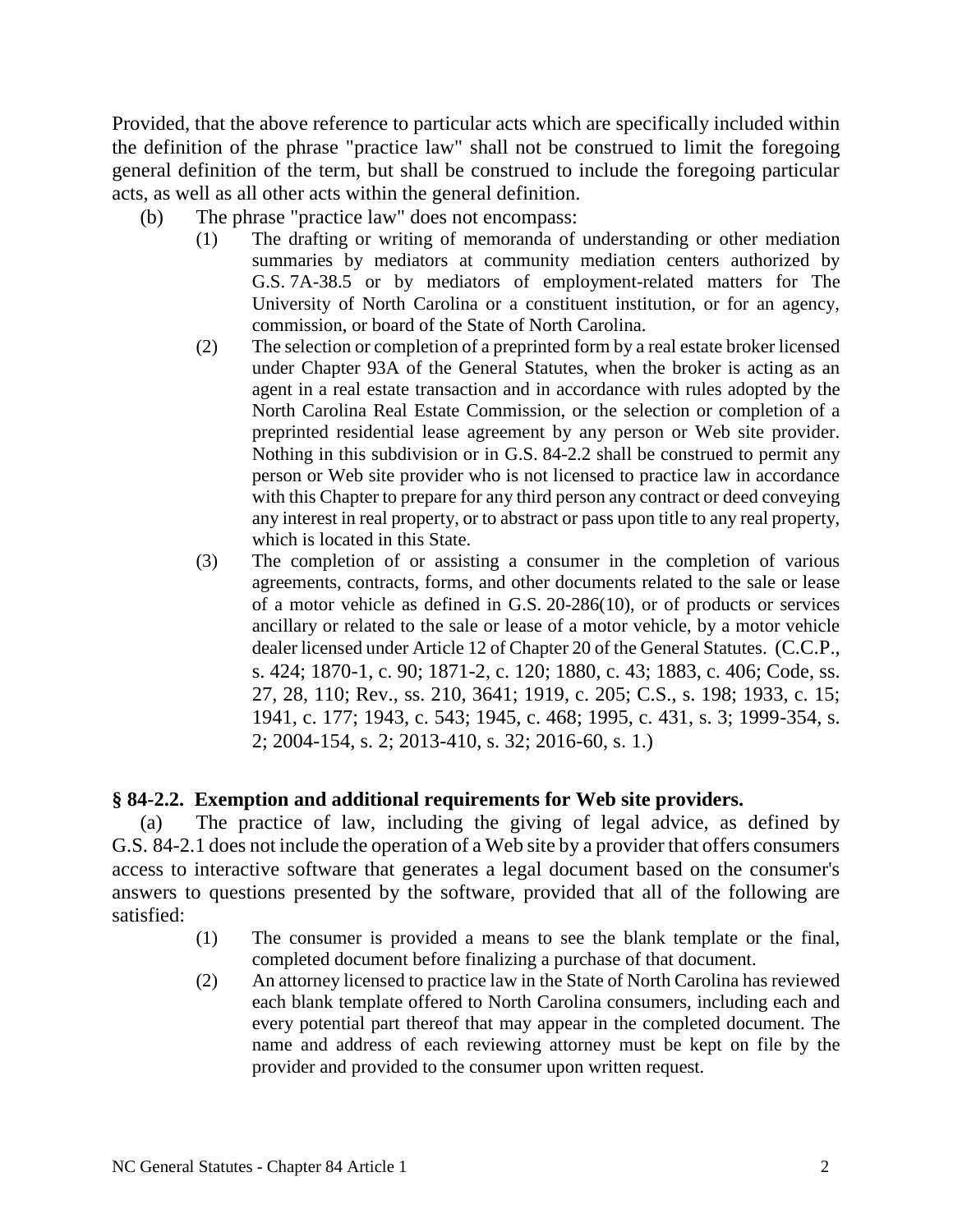Provided, that the above reference to particular acts which are specifically included within the definition of the phrase "practice law" shall not be construed to limit the foregoing general definition of the term, but shall be construed to include the foregoing particular acts, as well as all other acts within the general definition.

(b) The phrase "practice law" does not encompass:

(1) The drafting or writing of memoranda of understanding or other mediation summaries by mediators at community mediation centers authorized by G.S. 7A-38.5 or by mediators of employment-related matters for The University of North Carolina or a constituent institution, or for an agency, commission, or board of the State of North Carolina.

(2) The selection or completion of a preprinted form by a real estate broker licensed under Chapter 93A of the General Statutes, when the broker is acting as an agent in a real estate transaction and in accordance with rules adopted by the North Carolina Real Estate Commission, or the selection or completion of a preprinted residential lease agreement by any person or Web site provider. Nothing in this subdivision or in G.S. 84-2.2 shall be construed to permit any person or Web site provider who is not licensed to practice law in accordance with this Chapter to prepare for any third person any contract or deed conveying any interest in real property, or to abstract or pass upon title to any real property, which is located in this State.

(3) The completion of or assisting a consumer in the completion of various agreements, contracts, forms, and other documents related to the sale or lease of a motor vehicle as defined in G.S. 20-286(10), or of products or services ancillary or related to the sale or lease of a motor vehicle, by a motor vehicle dealer licensed under Article 12 of Chapter 20 of the General Statutes. (C.C.P., s. 424; 1870-1, c. 90; 1871-2, c. 120; 1880, c. 43; 1883, c. 406; Code, ss. 27, 28, 110; Rev., ss. 210, 3641; 1919, c. 205; C.S., s. 198; 1933, c. 15; 1941, c. 177; 1943, c. 543; 1945, c. 468; 1995, c. 431, s. 3; 1999-354, s. 2; 2004-154, s. 2; 2013-410, s. 32; 2016-60, s. 1.)

### § 84-2.2. Exemption and additional requirements for Web site providers.

(a) The practice of law, including the giving of legal advice, as defined by G.S. 84-2.1 does not include the operation of a Web site by a provider that offers consumers access to interactive software that generates a legal document based on the consumer's answers to questions presented by the software, provided that all of the following are satisfied:

(1) The consumer is provided a means to see the blank template or the final, completed document before finalizing a purchase of that document.

(2) An attorney licensed to practice law in the State of North Carolina has reviewed each blank template offered to North Carolina consumers, including each and every potential part thereof that may appear in the completed document. The name and address of each reviewing attorney must be kept on file by the provider and provided to the consumer upon written request.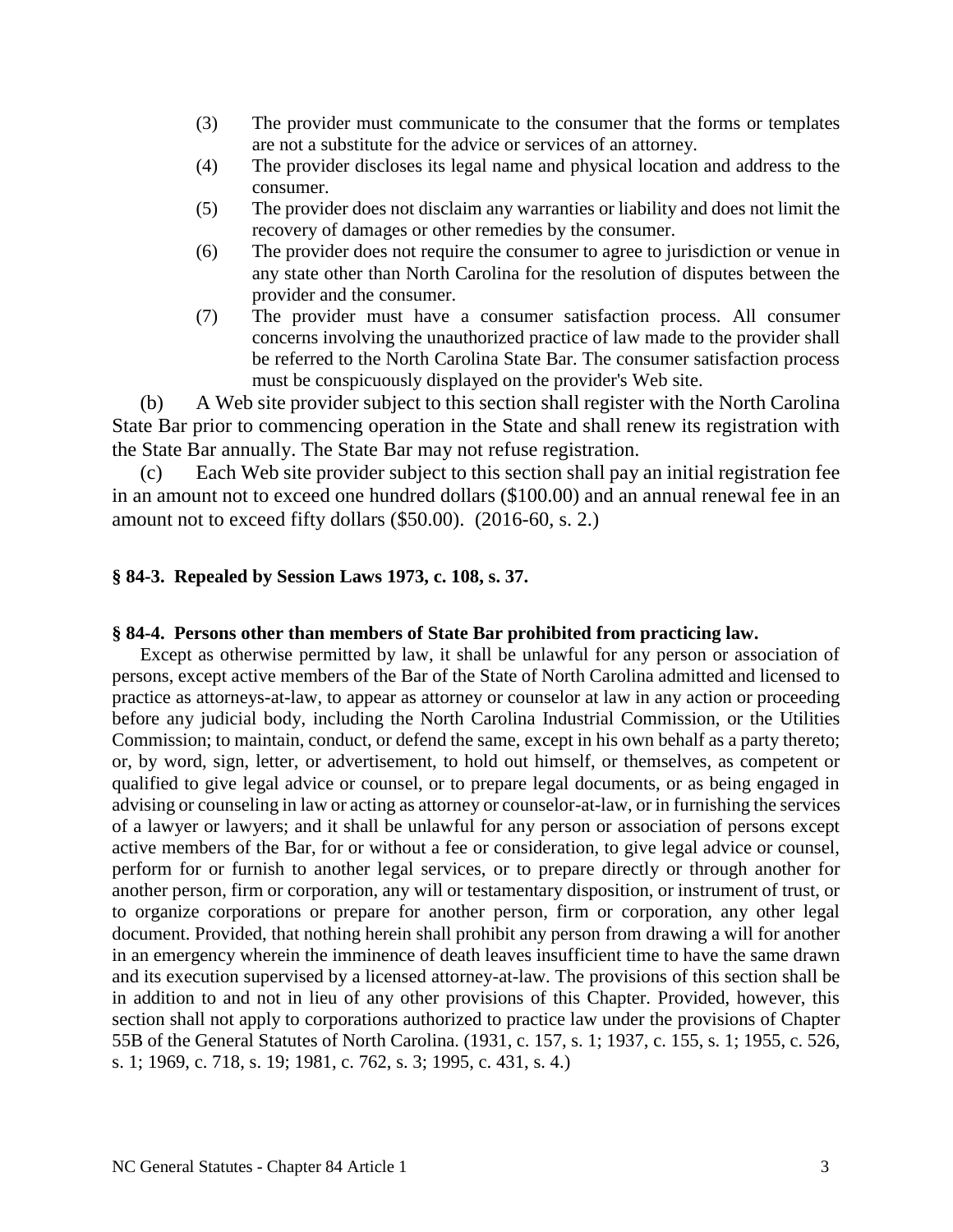(3) The provider must communicate to the consumer that the forms or templates are not a substitute for the advice or services of an attorney.

(4) The provider discloses its legal name and physical location and address to the consumer.

(5) The provider does not disclaim any warranties or liability and does not limit the recovery of damages or other remedies by the consumer.

(6) The provider does not require the consumer to agree to jurisdiction or venue in any state other than North Carolina for the resolution of disputes between the provider and the consumer.

(7) The provider must have a consumer satisfaction process. All consumer concerns involving the unauthorized practice of law made to the provider shall be referred to the North Carolina State Bar. The consumer satisfaction process must be conspicuously displayed on the provider's Web site.

(b) A Web site provider subject to this section shall register with the North Carolina State Bar prior to commencing operation in the State and shall renew its registration with the State Bar annually. The State Bar may not refuse registration.

(c) Each Web site provider subject to this section shall pay an initial registration fee in an amount not to exceed one hundred dollars ($100.00) and an annual renewal fee in an amount not to exceed fifty dollars ($50.00). (2016-60, s. 2.)

**§ 84-3. Repealed by Session Laws 1973, c. 108, s. 37.**

**§ 84-4. Persons other than members of State Bar prohibited from practicing law.**

Except as otherwise permitted by law, it shall be unlawful for any person or association of persons, except active members of the Bar of the State of North Carolina admitted and licensed to practice as attorneys-at-law, to appear as attorney or counselor at law in any action or proceeding before any judicial body, including the North Carolina Industrial Commission, or the Utilities Commission; to maintain, conduct, or defend the same, except in his own behalf as a party thereto; or, by word, sign, letter, or advertisement, to hold out himself, or themselves, as competent or qualified to give legal advice or counsel, or to prepare legal documents, or as being engaged in advising or counseling in law or acting as attorney or counselor-at-law, or in furnishing the services of a lawyer or lawyers; and it shall be unlawful for any person or association of persons except active members of the Bar, for or without a fee or consideration, to give legal advice or counsel, perform for or furnish to another legal services, or to prepare directly or through another for another person, firm or corporation, any will or testamentary disposition, or instrument of trust, or to organize corporations or prepare for another person, firm or corporation, any other legal document. Provided, that nothing herein shall prohibit any person from drawing a will for another in an emergency wherein the imminence of death leaves insufficient time to have the same drawn and its execution supervised by a licensed attorney-at-law. The provisions of this section shall be in addition to and not in lieu of any other provisions of this Chapter. Provided, however, this section shall not apply to corporations authorized to practice law under the provisions of Chapter 55B of the General Statutes of North Carolina. (1931, c. 157, s. 1; 1937, c. 155, s. 1; 1955, c. 526, s. 1; 1969, c. 718, s. 19; 1981, c. 762, s. 3; 1995, c. 431, s. 4.)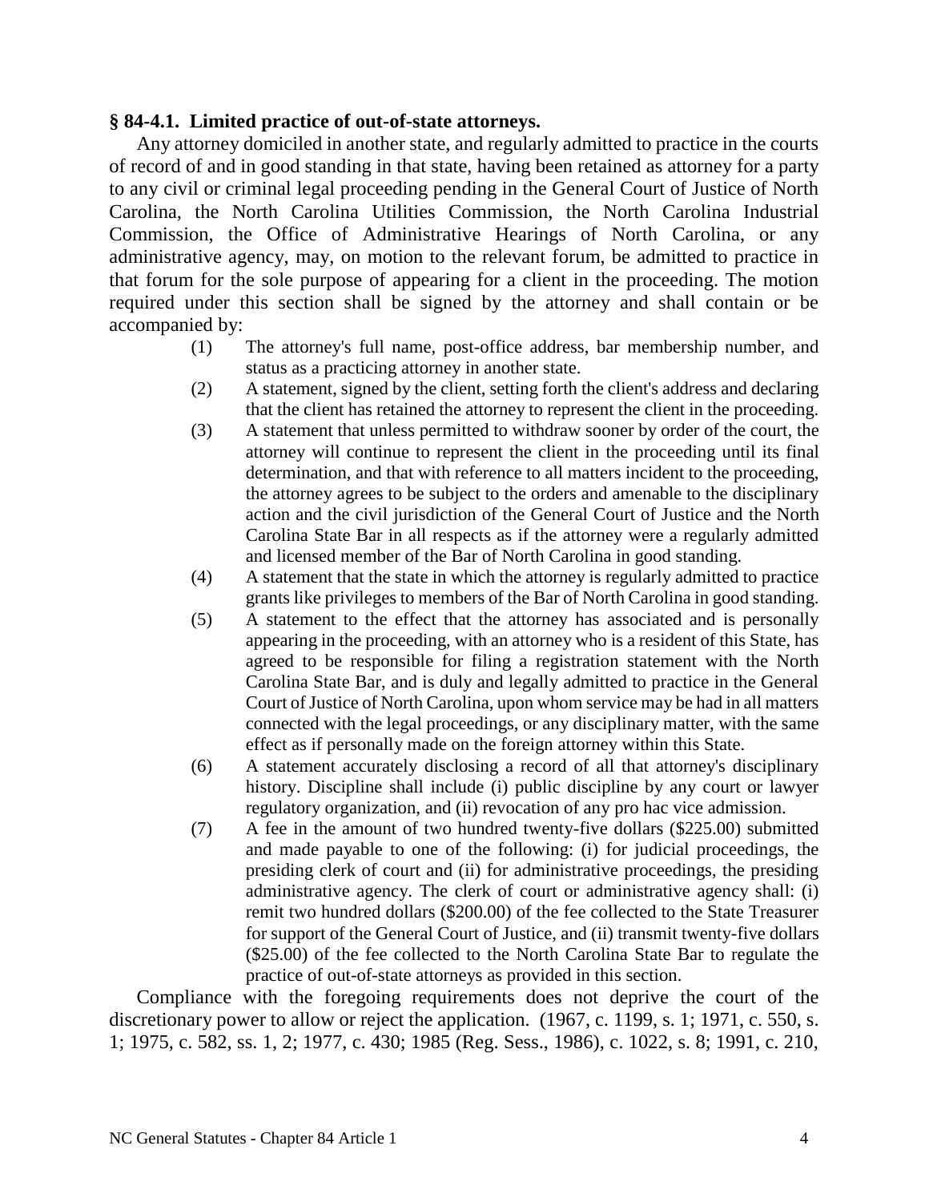**§ 84-4.1. Limited practice of out-of-state attorneys.**

Any attorney domiciled in another state, and regularly admitted to practice in the courts of record of and in good standing in that state, having been retained as attorney for a party to any civil or criminal legal proceeding pending in the General Court of Justice of North Carolina, the North Carolina Utilities Commission, the North Carolina Industrial Commission, the Office of Administrative Hearings of North Carolina, or any administrative agency, may, on motion to the relevant forum, be admitted to practice in that forum for the sole purpose of appearing for a client in the proceeding. The motion required under this section shall be signed by the attorney and shall contain or be accompanied by:

(1) The attorney's full name, post-office address, bar membership number, and status as a practicing attorney in another state.

(2) A statement, signed by the client, setting forth the client's address and declaring that the client has retained the attorney to represent the client in the proceeding.

(3) A statement that unless permitted to withdraw sooner by order of the court, the attorney will continue to represent the client in the proceeding until its final determination, and that with reference to all matters incident to the proceeding, the attorney agrees to be subject to the orders and amenable to the disciplinary action and the civil jurisdiction of the General Court of Justice and the North Carolina State Bar in all respects as if the attorney were a regularly admitted and licensed member of the Bar of North Carolina in good standing.

(4) A statement that the state in which the attorney is regularly admitted to practice grants like privileges to members of the Bar of North Carolina in good standing.

(5) A statement to the effect that the attorney has associated and is personally appearing in the proceeding, with an attorney who is a resident of this State, has agreed to be responsible for filing a registration statement with the North Carolina State Bar, and is duly and legally admitted to practice in the General Court of Justice of North Carolina, upon whom service may be had in all matters connected with the legal proceedings, or any disciplinary matter, with the same effect as if personally made on the foreign attorney within this State.

(6) A statement accurately disclosing a record of all that attorney's disciplinary history. Discipline shall include (i) public discipline by any court or lawyer regulatory organization, and (ii) revocation of any pro hac vice admission.

(7) A fee in the amount of two hundred twenty-five dollars ($225.00) submitted and made payable to one of the following: (i) for judicial proceedings, the presiding clerk of court and (ii) for administrative proceedings, the presiding administrative agency. The clerk of court or administrative agency shall: (i) remit two hundred dollars ($200.00) of the fee collected to the State Treasurer for support of the General Court of Justice, and (ii) transmit twenty-five dollars ($25.00) of the fee collected to the North Carolina State Bar to regulate the practice of out-of-state attorneys as provided in this section.

Compliance with the foregoing requirements does not deprive the court of the discretionary power to allow or reject the application. (1967, c. 1199, s. 1; 1971, c. 550, s. 1; 1975, c. 582, ss. 1, 2; 1977, c. 430; 1985 (Reg. Sess., 1986), c. 1022, s. 8; 1991, c. 210,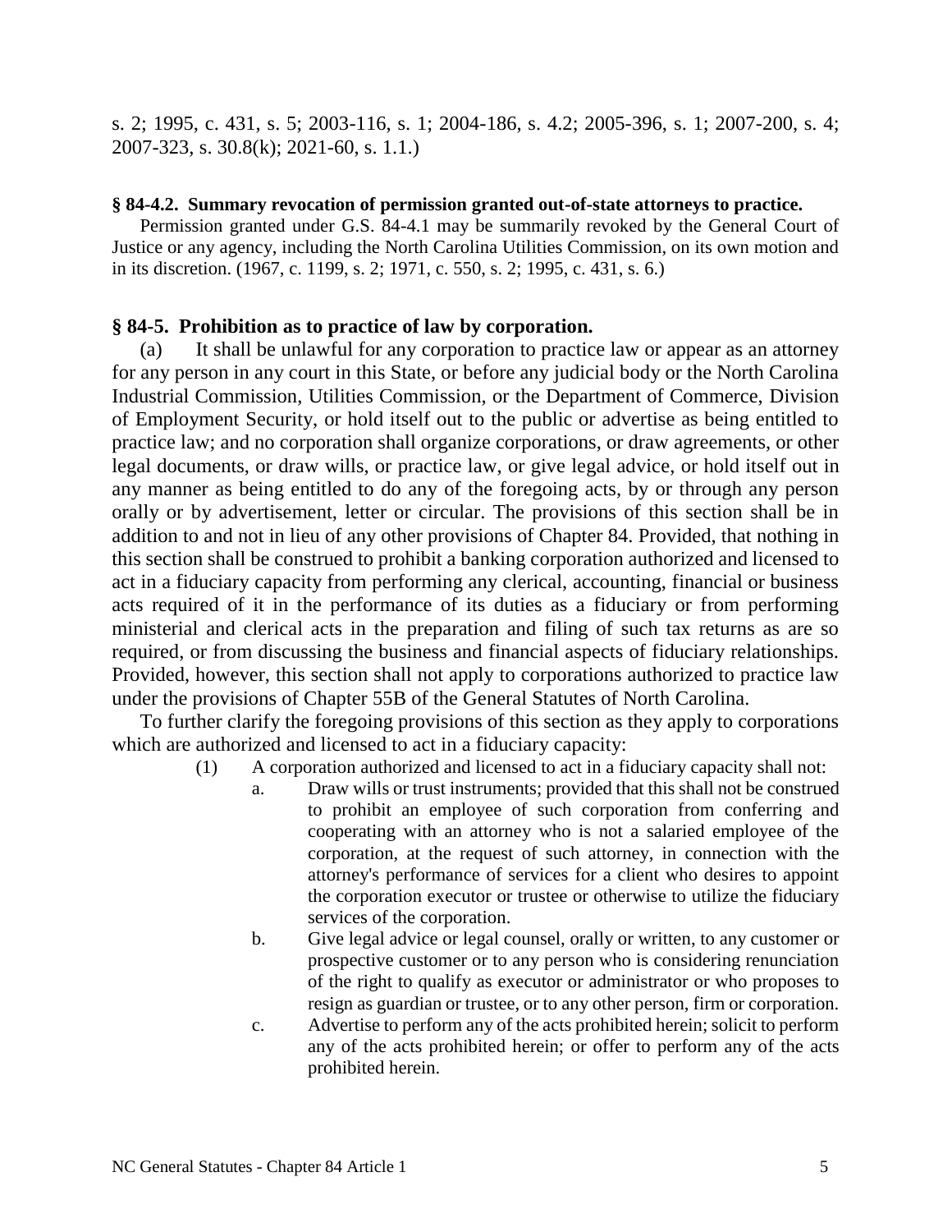s. 2; 1995, c. 431, s. 5; 2003-116, s. 1; 2004-186, s. 4.2; 2005-396, s. 1; 2007-200, s. 4; 2007-323, s. 30.8(k); 2021-60, s. 1.1.)

**§ 84-4.2. Summary revocation of permission granted out-of-state attorneys to practice.**

Permission granted under G.S. 84-4.1 may be summarily revoked by the General Court of Justice or any agency, including the North Carolina Utilities Commission, on its own motion and in its discretion. (1967, c. 1199, s. 2; 1971, c. 550, s. 2; 1995, c. 431, s. 6.)

## § 84-5. Prohibition as to practice of law by corporation.

(a) It shall be unlawful for any corporation to practice law or appear as an attorney for any person in any court in this State, or before any judicial body or the North Carolina Industrial Commission, Utilities Commission, or the Department of Commerce, Division of Employment Security, or hold itself out to the public or advertise as being entitled to practice law; and no corporation shall organize corporations, or draw agreements, or other legal documents, or draw wills, or practice law, or give legal advice, or hold itself out in any manner as being entitled to do any of the foregoing acts, by or through any person orally or by advertisement, letter or circular. The provisions of this section shall be in addition to and not in lieu of any other provisions of Chapter 84. Provided, that nothing in this section shall be construed to prohibit a banking corporation authorized and licensed to act in a fiduciary capacity from performing any clerical, accounting, financial or business acts required of it in the performance of its duties as a fiduciary or from performing ministerial and clerical acts in the preparation and filing of such tax returns as are so required, or from discussing the business and financial aspects of fiduciary relationships. Provided, however, this section shall not apply to corporations authorized to practice law under the provisions of Chapter 55B of the General Statutes of North Carolina.

To further clarify the foregoing provisions of this section as they apply to corporations which are authorized and licensed to act in a fiduciary capacity:

(1) A corporation authorized and licensed to act in a fiduciary capacity shall not:

a. Draw wills or trust instruments; provided that this shall not be construed to prohibit an employee of such corporation from conferring and cooperating with an attorney who is not a salaried employee of the corporation, at the request of such attorney, in connection with the attorney's performance of services for a client who desires to appoint the corporation executor or trustee or otherwise to utilize the fiduciary services of the corporation.

b. Give legal advice or legal counsel, orally or written, to any customer or prospective customer or to any person who is considering renunciation of the right to qualify as executor or administrator or who proposes to resign as guardian or trustee, or to any other person, firm or corporation.

c. Advertise to perform any of the acts prohibited herein; solicit to perform any of the acts prohibited herein; or offer to perform any of the acts prohibited herein.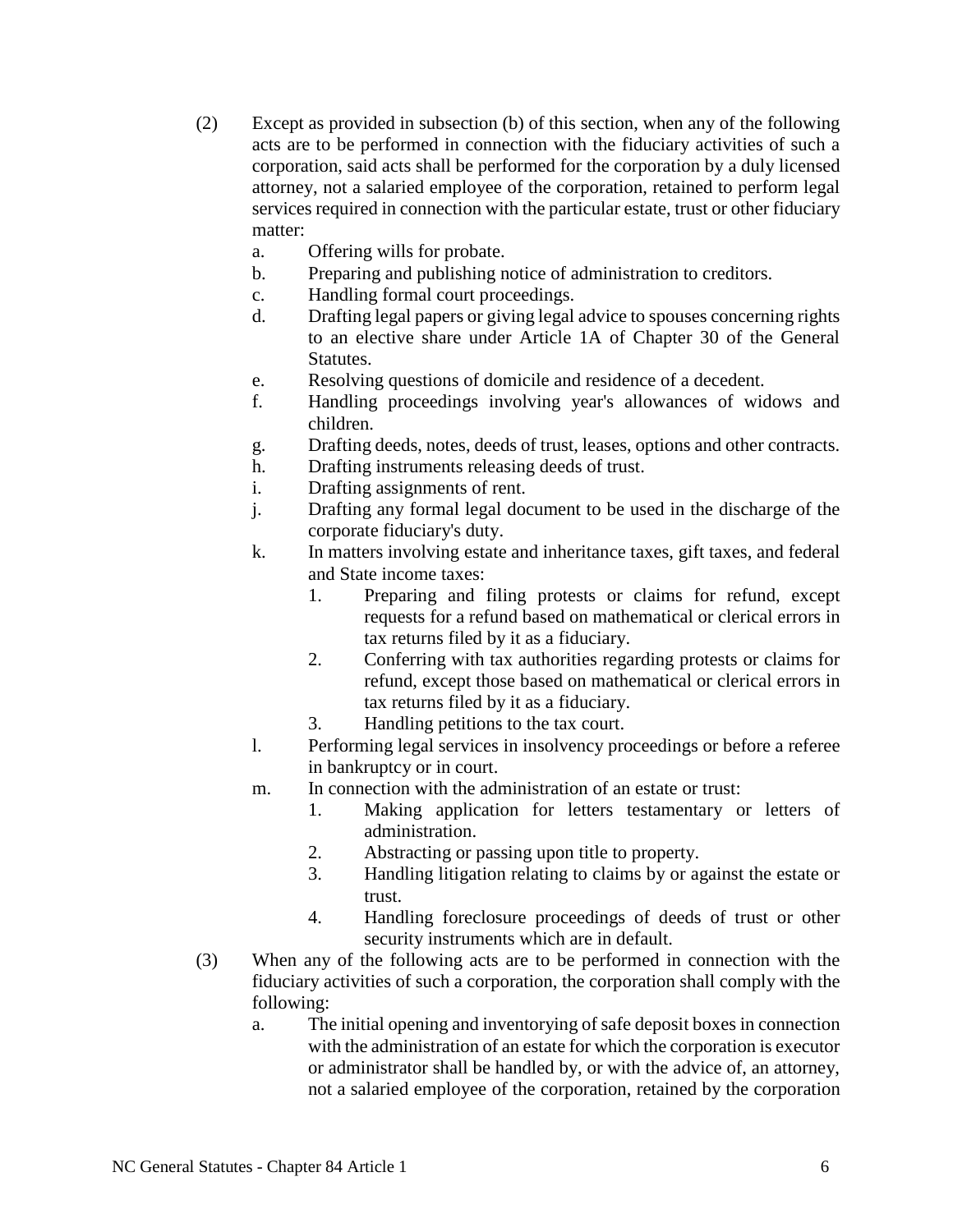(2) Except as provided in subsection (b) of this section, when any of the following acts are to be performed in connection with the fiduciary activities of such a corporation, said acts shall be performed for the corporation by a duly licensed attorney, not a salaried employee of the corporation, retained to perform legal services required in connection with the particular estate, trust or other fiduciary matter:

a. Offering wills for probate.

b. Preparing and publishing notice of administration to creditors.

c. Handling formal court proceedings.

d. Drafting legal papers or giving legal advice to spouses concerning rights to an elective share under Article 1A of Chapter 30 of the General Statutes.

e. Resolving questions of domicile and residence of a decedent.

f. Handling proceedings involving year's allowances of widows and children.

g. Drafting deeds, notes, deeds of trust, leases, options and other contracts.

h. Drafting instruments releasing deeds of trust.

i. Drafting assignments of rent.

j. Drafting any formal legal document to be used in the discharge of the corporate fiduciary's duty.

k. In matters involving estate and inheritance taxes, gift taxes, and federal and State income taxes:

1. Preparing and filing protests or claims for refund, except requests for a refund based on mathematical or clerical errors in tax returns filed by it as a fiduciary.
2. Conferring with tax authorities regarding protests or claims for refund, except those based on mathematical or clerical errors in tax returns filed by it as a fiduciary.
3. Handling petitions to the tax court.

l. Performing legal services in insolvency proceedings or before a referee in bankruptcy or in court.

m. In connection with the administration of an estate or trust:

1. Making application for letters testamentary or letters of administration.
2. Abstracting or passing upon title to property.
3. Handling litigation relating to claims by or against the estate or trust.
4. Handling foreclosure proceedings of deeds of trust or other security instruments which are in default.

(3) When any of the following acts are to be performed in connection with the fiduciary activities of such a corporation, the corporation shall comply with the following:

a. The initial opening and inventorying of safe deposit boxes in connection with the administration of an estate for which the corporation is executor or administrator shall be handled by, or with the advice of, an attorney, not a salaried employee of the corporation, retained by the corporation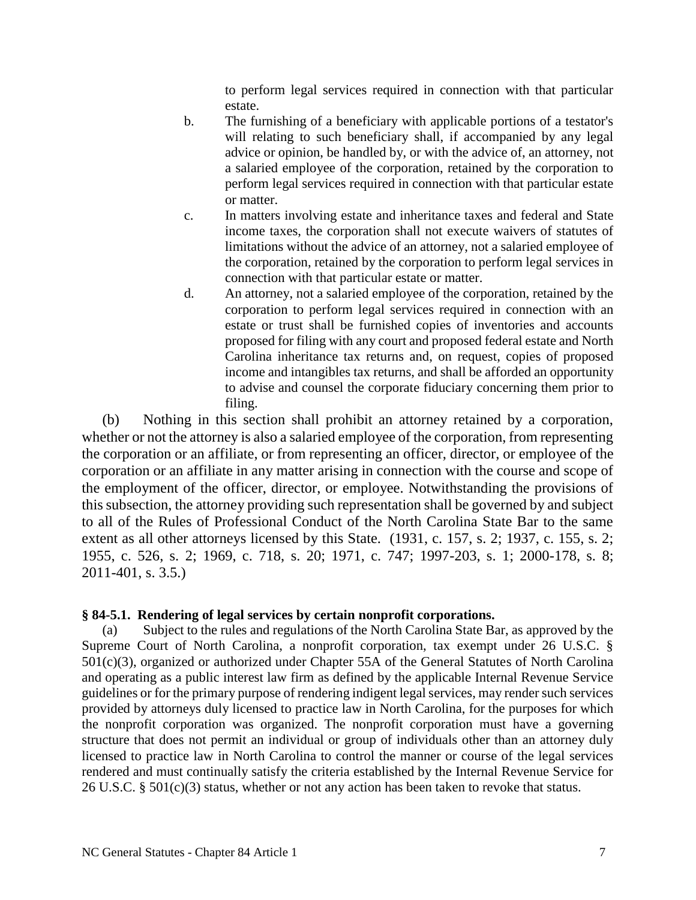to perform legal services required in connection with that particular estate.

b. The furnishing of a beneficiary with applicable portions of a testator's will relating to such beneficiary shall, if accompanied by any legal advice or opinion, be handled by, or with the advice of, an attorney, not a salaried employee of the corporation, retained by the corporation to perform legal services required in connection with that particular estate or matter.

c. In matters involving estate and inheritance taxes and federal and State income taxes, the corporation shall not execute waivers of statutes of limitations without the advice of an attorney, not a salaried employee of the corporation, retained by the corporation to perform legal services in connection with that particular estate or matter.

d. An attorney, not a salaried employee of the corporation, retained by the corporation to perform legal services required in connection with an estate or trust shall be furnished copies of inventories and accounts proposed for filing with any court and proposed federal estate and North Carolina inheritance tax returns and, on request, copies of proposed income and intangibles tax returns, and shall be afforded an opportunity to advise and counsel the corporate fiduciary concerning them prior to filing.

(b) Nothing in this section shall prohibit an attorney retained by a corporation, whether or not the attorney is also a salaried employee of the corporation, from representing the corporation or an affiliate, or from representing an officer, director, or employee of the corporation or an affiliate in any matter arising in connection with the course and scope of the employment of the officer, director, or employee. Notwithstanding the provisions of this subsection, the attorney providing such representation shall be governed by and subject to all of the Rules of Professional Conduct of the North Carolina State Bar to the same extent as all other attorneys licensed by this State. (1931, c. 157, s. 2; 1937, c. 155, s. 2; 1955, c. 526, s. 2; 1969, c. 718, s. 20; 1971, c. 747; 1997-203, s. 1; 2000-178, s. 8; 2011-401, s. 3.5.)

**§ 84-5.1. Rendering of legal services by certain nonprofit corporations.**

(a) Subject to the rules and regulations of the North Carolina State Bar, as approved by the Supreme Court of North Carolina, a nonprofit corporation, tax exempt under 26 U.S.C. § 501(c)(3), organized or authorized under Chapter 55A of the General Statutes of North Carolina and operating as a public interest law firm as defined by the applicable Internal Revenue Service guidelines or for the primary purpose of rendering indigent legal services, may render such services provided by attorneys duly licensed to practice law in North Carolina, for the purposes for which the nonprofit corporation was organized. The nonprofit corporation must have a governing structure that does not permit an individual or group of individuals other than an attorney duly licensed to practice law in North Carolina to control the manner or course of the legal services rendered and must continually satisfy the criteria established by the Internal Revenue Service for 26 U.S.C. § 501(c)(3) status, whether or not any action has been taken to revoke that status.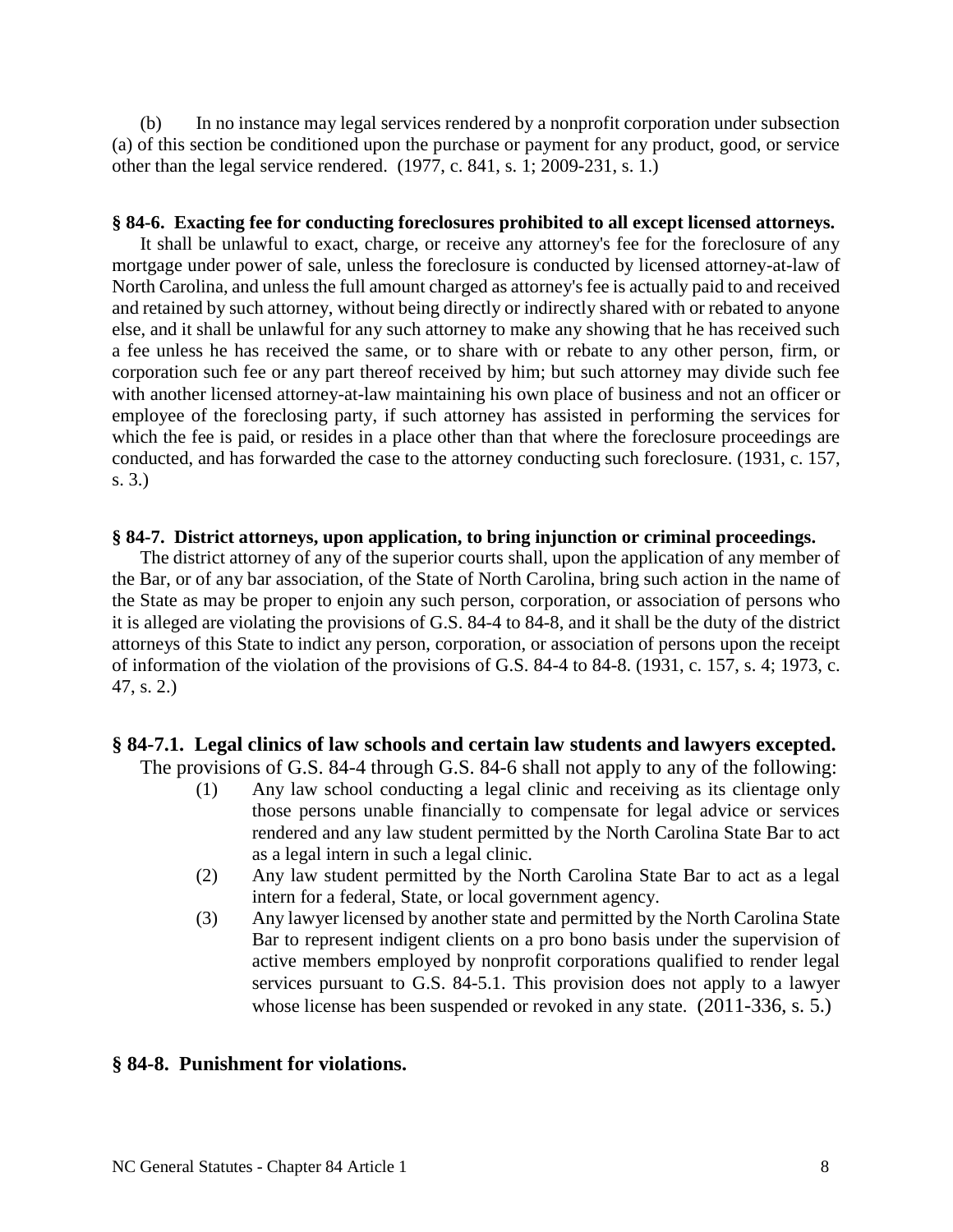(b) In no instance may legal services rendered by a nonprofit corporation under subsection (a) of this section be conditioned upon the purchase or payment for any product, good, or service other than the legal service rendered. (1977, c. 841, s. 1; 2009-231, s. 1.)

**§ 84-6. Exacting fee for conducting foreclosures prohibited to all except licensed attorneys.**

It shall be unlawful to exact, charge, or receive any attorney's fee for the foreclosure of any mortgage under power of sale, unless the foreclosure is conducted by licensed attorney-at-law of North Carolina, and unless the full amount charged as attorney's fee is actually paid to and received and retained by such attorney, without being directly or indirectly shared with or rebated to anyone else, and it shall be unlawful for any such attorney to make any showing that he has received such a fee unless he has received the same, or to share with or rebate to any other person, firm, or corporation such fee or any part thereof received by him; but such attorney may divide such fee with another licensed attorney-at-law maintaining his own place of business and not an officer or employee of the foreclosing party, if such attorney has assisted in performing the services for which the fee is paid, or resides in a place other than that where the foreclosure proceedings are conducted, and has forwarded the case to the attorney conducting such foreclosure. (1931, c. 157, s. 3.)

**§ 84-7. District attorneys, upon application, to bring injunction or criminal proceedings.**

The district attorney of any of the superior courts shall, upon the application of any member of the Bar, or of any bar association, of the State of North Carolina, bring such action in the name of the State as may be proper to enjoin any such person, corporation, or association of persons who it is alleged are violating the provisions of G.S. 84-4 to 84-8, and it shall be the duty of the district attorneys of this State to indict any person, corporation, or association of persons upon the receipt of information of the violation of the provisions of G.S. 84-4 to 84-8. (1931, c. 157, s. 4; 1973, c. 47, s. 2.)

**§ 84-7.1. Legal clinics of law schools and certain law students and lawyers excepted.**

The provisions of G.S. 84-4 through G.S. 84-6 shall not apply to any of the following:

(1) Any law school conducting a legal clinic and receiving as its clientage only those persons unable financially to compensate for legal advice or services rendered and any law student permitted by the North Carolina State Bar to act as a legal intern in such a legal clinic.

(2) Any law student permitted by the North Carolina State Bar to act as a legal intern for a federal, State, or local government agency.

(3) Any lawyer licensed by another state and permitted by the North Carolina State Bar to represent indigent clients on a pro bono basis under the supervision of active members employed by nonprofit corporations qualified to render legal services pursuant to G.S. 84-5.1. This provision does not apply to a lawyer whose license has been suspended or revoked in any state. (2011-336, s. 5.)

**§ 84-8. Punishment for violations.**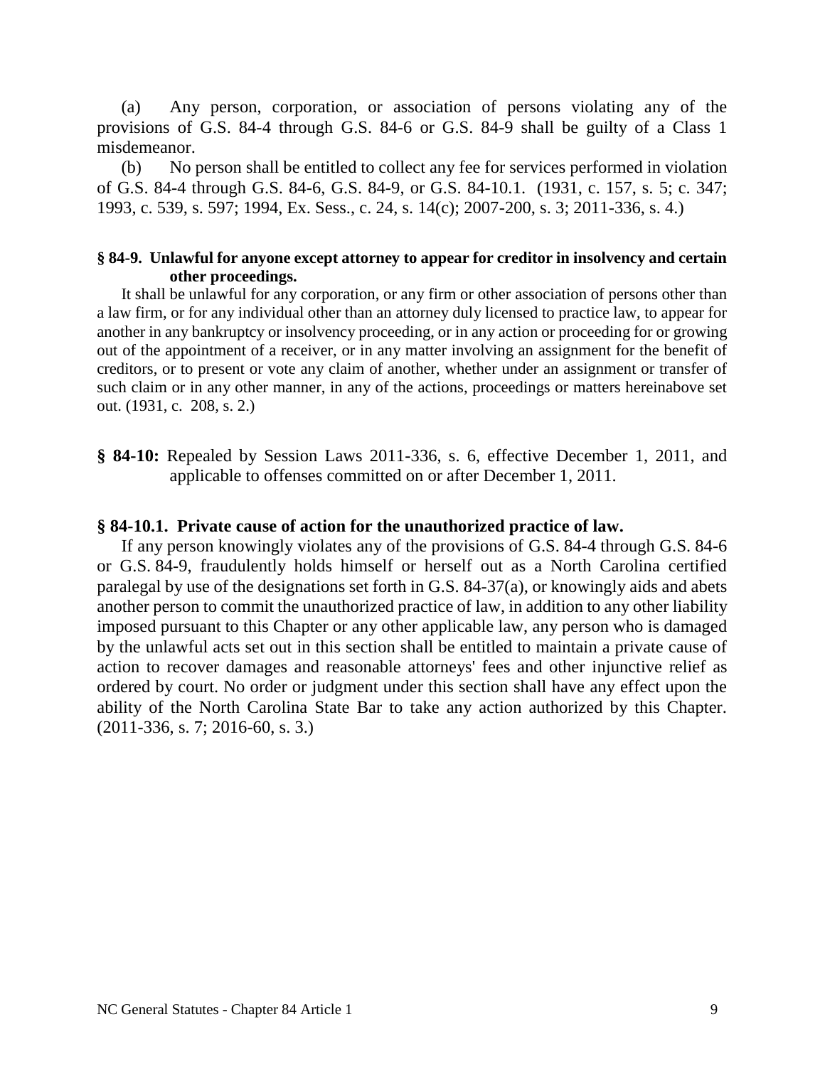(a) Any person, corporation, or association of persons violating any of the provisions of G.S. 84-4 through G.S. 84-6 or G.S. 84-9 shall be guilty of a Class 1 misdemeanor.

(b) No person shall be entitled to collect any fee for services performed in violation of G.S. 84-4 through G.S. 84-6, G.S. 84-9, or G.S. 84-10.1. (1931, c. 157, s. 5; c. 347; 1993, c. 539, s. 597; 1994, Ex. Sess., c. 24, s. 14(c); 2007-200, s. 3; 2011-336, s. 4.)

**§ 84-9. Unlawful for anyone except attorney to appear for creditor in insolvency and certain other proceedings.**

It shall be unlawful for any corporation, or any firm or other association of persons other than a law firm, or for any individual other than an attorney duly licensed to practice law, to appear for another in any bankruptcy or insolvency proceeding, or in any action or proceeding for or growing out of the appointment of a receiver, or in any matter involving an assignment for the benefit of creditors, or to present or vote any claim of another, whether under an assignment or transfer of such claim or in any other manner, in any of the actions, proceedings or matters hereinabove set out. (1931, c. 208, s. 2.)

**§ 84-10:** Repealed by Session Laws 2011-336, s. 6, effective December 1, 2011, and applicable to offenses committed on or after December 1, 2011.

**§ 84-10.1. Private cause of action for the unauthorized practice of law.**

If any person knowingly violates any of the provisions of G.S. 84-4 through G.S. 84-6 or G.S. 84-9, fraudulently holds himself or herself out as a North Carolina certified paralegal by use of the designations set forth in G.S. 84-37(a), or knowingly aids and abets another person to commit the unauthorized practice of law, in addition to any other liability imposed pursuant to this Chapter or any other applicable law, any person who is damaged by the unlawful acts set out in this section shall be entitled to maintain a private cause of action to recover damages and reasonable attorneys' fees and other injunctive relief as ordered by court. No order or judgment under this section shall have any effect upon the ability of the North Carolina State Bar to take any action authorized by this Chapter. (2011-336, s. 7; 2016-60, s. 3.)